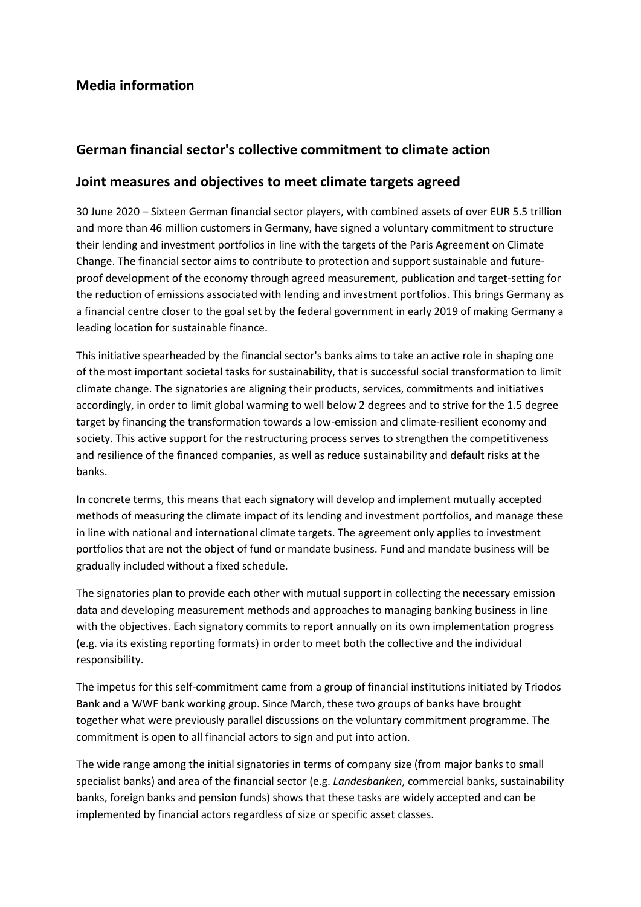## Media information

## German financial sector's collective commitment to climate action

## Joint measures and objectives to meet climate targets agreed

30 June 2020 – Sixteen German financial sector players, with combined assets of over EUR 5.5 trillion and more than 46 million customers in Germany, have signed a voluntary commitment to structure their lending and investment portfolios in line with the targets of the Paris Agreement on Climate Change. The financial sector aims to contribute to protection and support sustainable and future-proof development of the economy through agreed measurement, publication and target-setting for the reduction of emissions associated with lending and investment portfolios. This brings Germany as a financial centre closer to the goal set by the federal government in early 2019 of making Germany a leading location for sustainable finance.

This initiative spearheaded by the financial sector's banks aims to take an active role in shaping one of the most important societal tasks for sustainability, that is successful social transformation to limit climate change. The signatories are aligning their products, services, commitments and initiatives accordingly, in order to limit global warming to well below 2 degrees and to strive for the 1.5 degree target by financing the transformation towards a low-emission and climate-resilient economy and society. This active support for the restructuring process serves to strengthen the competitiveness and resilience of the financed companies, as well as reduce sustainability and default risks at the banks.

In concrete terms, this means that each signatory will develop and implement mutually accepted methods of measuring the climate impact of its lending and investment portfolios, and manage these in line with national and international climate targets. The agreement only applies to investment portfolios that are not the object of fund or mandate business. Fund and mandate business will be gradually included without a fixed schedule.

The signatories plan to provide each other with mutual support in collecting the necessary emission data and developing measurement methods and approaches to managing banking business in line with the objectives. Each signatory commits to report annually on its own implementation progress (e.g. via its existing reporting formats) in order to meet both the collective and the individual responsibility.

The impetus for this self-commitment came from a group of financial institutions initiated by Triodos Bank and a WWF bank working group. Since March, these two groups of banks have brought together what were previously parallel discussions on the voluntary commitment programme. The commitment is open to all financial actors to sign and put into action.

The wide range among the initial signatories in terms of company size (from major banks to small specialist banks) and area of the financial sector (e.g. *Landesbanken*, commercial banks, sustainability banks, foreign banks and pension funds) shows that these tasks are widely accepted and can be implemented by financial actors regardless of size or specific asset classes.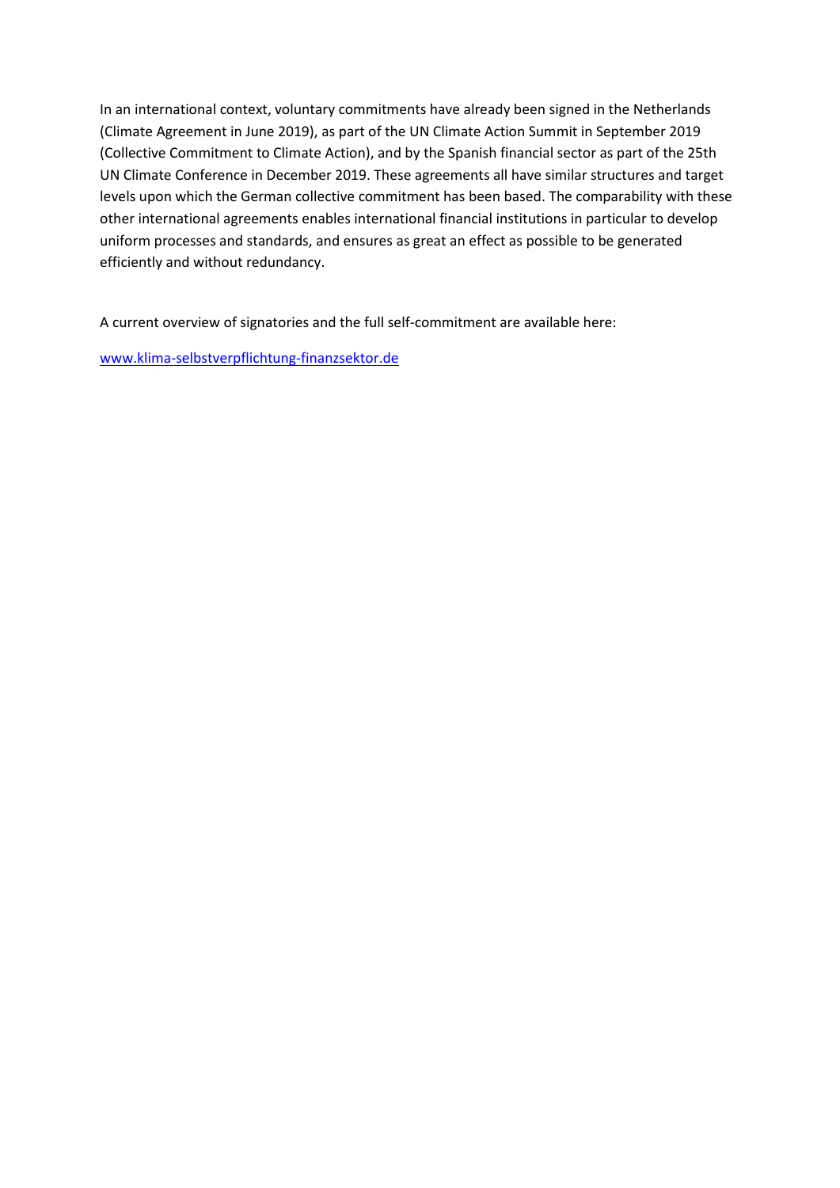In an international context, voluntary commitments have already been signed in the Netherlands (Climate Agreement in June 2019), as part of the UN Climate Action Summit in September 2019 (Collective Commitment to Climate Action), and by the Spanish financial sector as part of the 25th UN Climate Conference in December 2019. These agreements all have similar structures and target levels upon which the German collective commitment has been based. The comparability with these other international agreements enables international financial institutions in particular to develop uniform processes and standards, and ensures as great an effect as possible to be generated efficiently and without redundancy.

A current overview of signatories and the full self-commitment are available here:

[www.klima-selbstverpflichtung-finanzsektor.de](http://www.klima-selbstverpflichtung-finanzsektor.de)